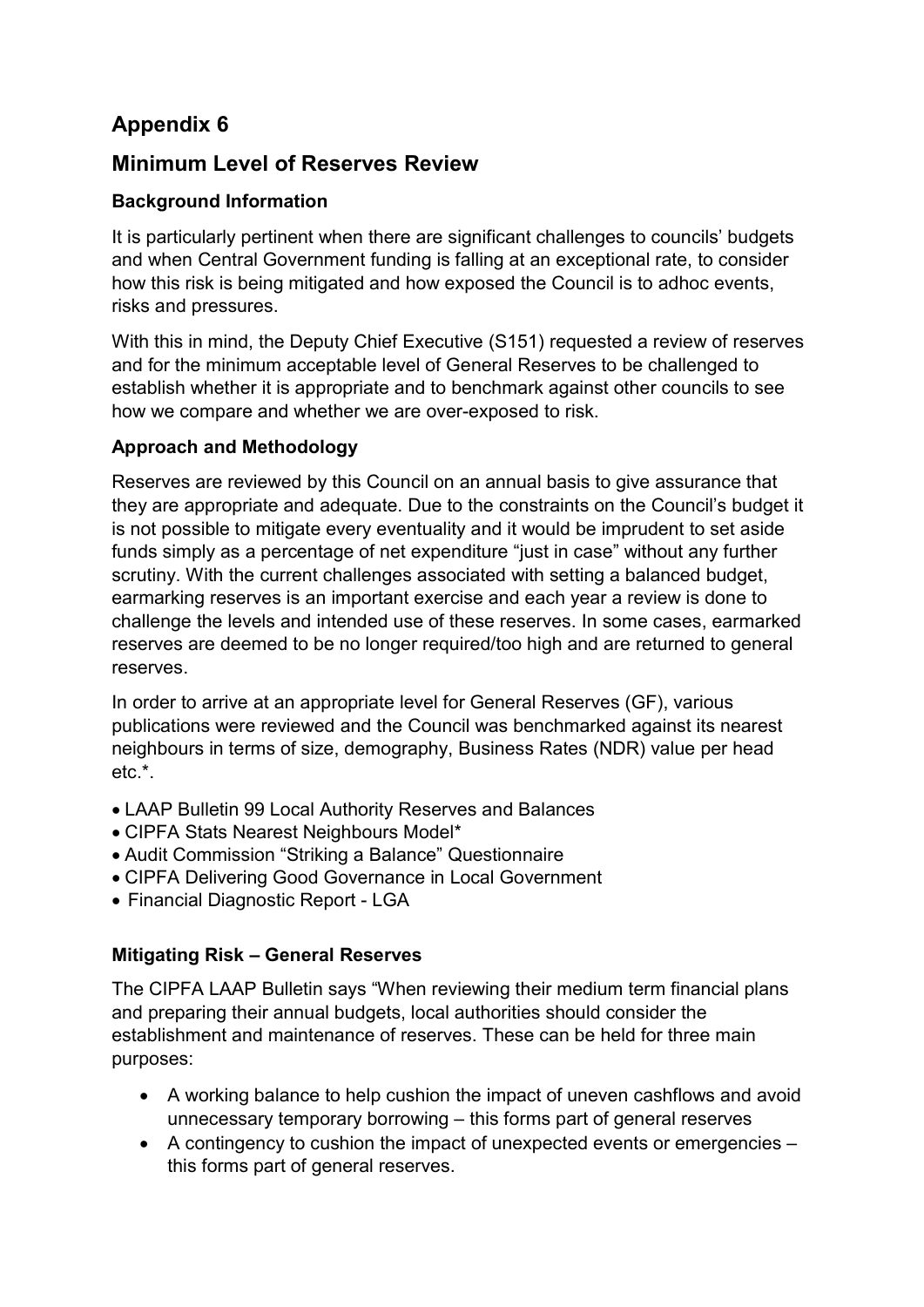# Appendix 6

## Minimum Level of Reserves Review

### Background Information

It is particularly pertinent when there are significant challenges to councils' budgets and when Central Government funding is falling at an exceptional rate, to consider how this risk is being mitigated and how exposed the Council is to adhoc events, risks and pressures.

With this in mind, the Deputy Chief Executive (S151) requested a review of reserves and for the minimum acceptable level of General Reserves to be challenged to establish whether it is appropriate and to benchmark against other councils to see how we compare and whether we are over-exposed to risk.

### Approach and Methodology

Reserves are reviewed by this Council on an annual basis to give assurance that they are appropriate and adequate. Due to the constraints on the Council's budget it is not possible to mitigate every eventuality and it would be imprudent to set aside funds simply as a percentage of net expenditure "just in case" without any further scrutiny. With the current challenges associated with setting a balanced budget, earmarking reserves is an important exercise and each year a review is done to challenge the levels and intended use of these reserves. In some cases, earmarked reserves are deemed to be no longer required/too high and are returned to general reserves.

In order to arrive at an appropriate level for General Reserves (GF), various publications were reviewed and the Council was benchmarked against its nearest neighbours in terms of size, demography, Business Rates (NDR) value per head etc.*.

- LAAP Bulletin 99 Local Authority Reserves and Balances
- CIPFA Stats Nearest Neighbours Model*
- Audit Commission "Striking a Balance" Questionnaire
- CIPFA Delivering Good Governance in Local Government
- Financial Diagnostic Report - LGA

### Mitigating Risk – General Reserves

The CIPFA LAAP Bulletin says "When reviewing their medium term financial plans and preparing their annual budgets, local authorities should consider the establishment and maintenance of reserves. These can be held for three main purposes:

- A working balance to help cushion the impact of uneven cashflows and avoid unnecessary temporary borrowing – this forms part of general reserves
- A contingency to cushion the impact of unexpected events or emergencies – this forms part of general reserves.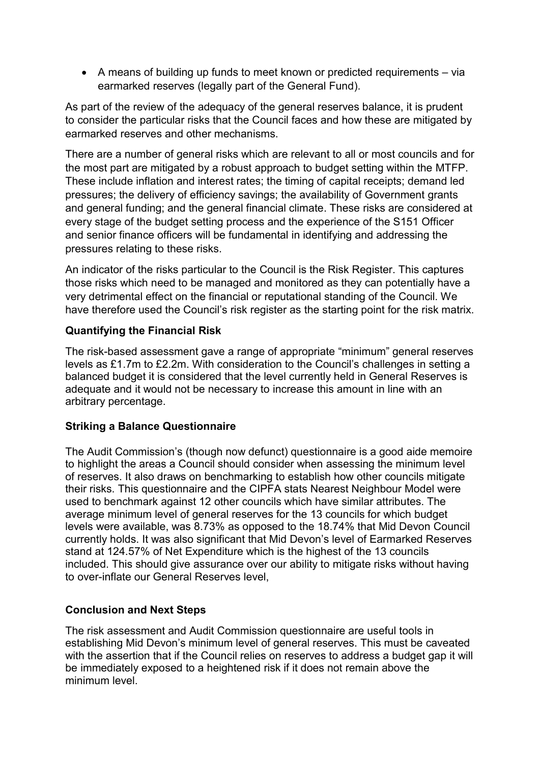- A means of building up funds to meet known or predicted requirements – via earmarked reserves (legally part of the General Fund).

As part of the review of the adequacy of the general reserves balance, it is prudent to consider the particular risks that the Council faces and how these are mitigated by earmarked reserves and other mechanisms.

There are a number of general risks which are relevant to all or most councils and for the most part are mitigated by a robust approach to budget setting within the MTFP. These include inflation and interest rates; the timing of capital receipts; demand led pressures; the delivery of efficiency savings; the availability of Government grants and general funding; and the general financial climate. These risks are considered at every stage of the budget setting process and the experience of the S151 Officer and senior finance officers will be fundamental in identifying and addressing the pressures relating to these risks.

An indicator of the risks particular to the Council is the Risk Register. This captures those risks which need to be managed and monitored as they can potentially have a very detrimental effect on the financial or reputational standing of the Council. We have therefore used the Council's risk register as the starting point for the risk matrix.

**Quantifying the Financial Risk**

The risk-based assessment gave a range of appropriate "minimum" general reserves levels as £1.7m to £2.2m. With consideration to the Council's challenges in setting a balanced budget it is considered that the level currently held in General Reserves is adequate and it would not be necessary to increase this amount in line with an arbitrary percentage.

**Striking a Balance Questionnaire**

The Audit Commission's (though now defunct) questionnaire is a good aide memoire to highlight the areas a Council should consider when assessing the minimum level of reserves. It also draws on benchmarking to establish how other councils mitigate their risks. This questionnaire and the CIPFA stats Nearest Neighbour Model were used to benchmark against 12 other councils which have similar attributes. The average minimum level of general reserves for the 13 councils for which budget levels were available, was 8.73% as opposed to the 18.74% that Mid Devon Council currently holds. It was also significant that Mid Devon's level of Earmarked Reserves stand at 124.57% of Net Expenditure which is the highest of the 13 councils included. This should give assurance over our ability to mitigate risks without having to over-inflate our General Reserves level,

**Conclusion and Next Steps**

The risk assessment and Audit Commission questionnaire are useful tools in establishing Mid Devon's minimum level of general reserves. This must be caveated with the assertion that if the Council relies on reserves to address a budget gap it will be immediately exposed to a heightened risk if it does not remain above the minimum level.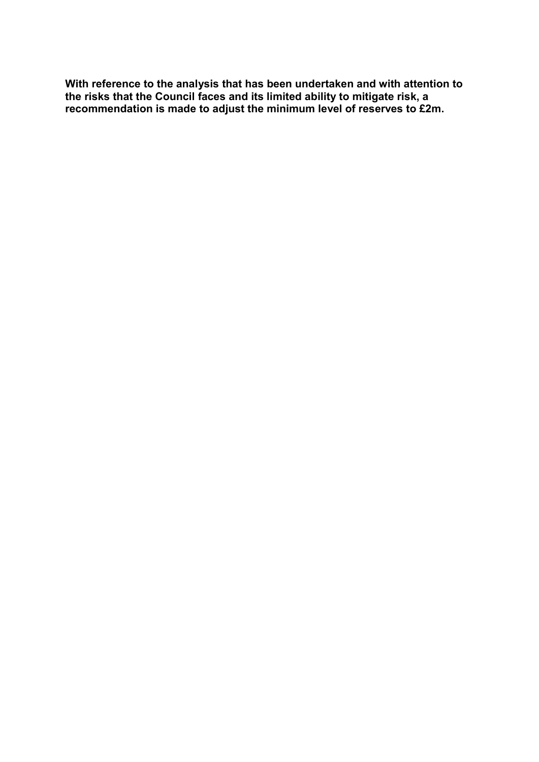**With reference to the analysis that has been undertaken and with attention to the risks that the Council faces and its limited ability to mitigate risk, a recommendation is made to adjust the minimum level of reserves to £2m.**